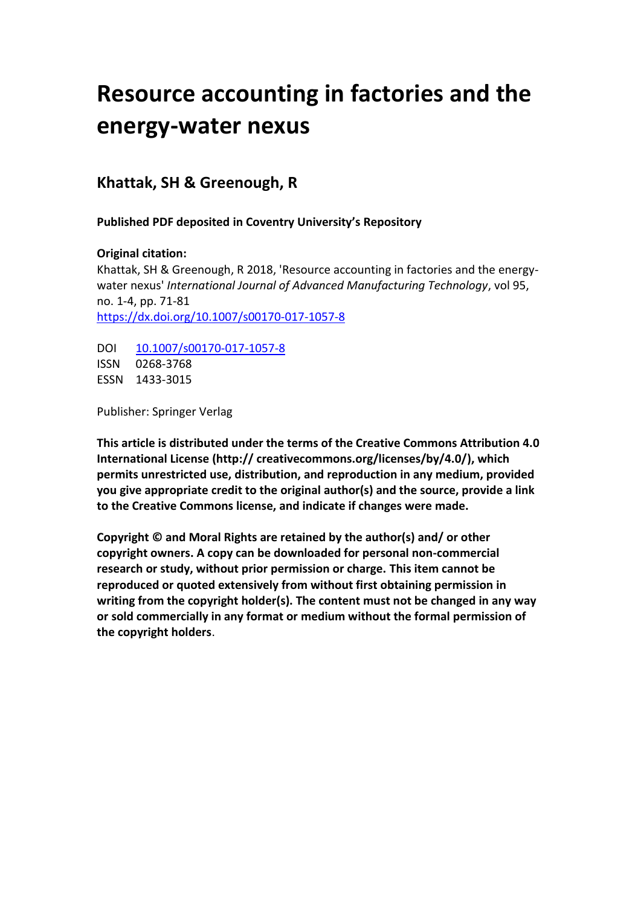# Resource accounting in factories and the energy-water nexus

## Khattak, SH & Greenough, R

**Published PDF deposited in Coventry University's Repository**

**Original citation:**

Khattak, SH & Greenough, R 2018, 'Resource accounting in factories and the energy-water nexus' *International Journal of Advanced Manufacturing Technology*, vol 95, no. 1-4, pp. 71-81
https://dx.doi.org/10.1007/s00170-017-1057-8

DOI 10.1007/s00170-017-1057-8
ISSN 0268-3768
ESSN 1433-3015

Publisher: Springer Verlag

**This article is distributed under the terms of the Creative Commons Attribution 4.0 International License (http:// creativecommons.org/licenses/by/4.0/), which permits unrestricted use, distribution, and reproduction in any medium, provided you give appropriate credit to the original author(s) and the source, provide a link to the Creative Commons license, and indicate if changes were made.**

**Copyright © and Moral Rights are retained by the author(s) and/ or other copyright owners. A copy can be downloaded for personal non-commercial research or study, without prior permission or charge. This item cannot be reproduced or quoted extensively from without first obtaining permission in writing from the copyright holder(s). The content must not be changed in any way or sold commercially in any format or medium without the formal permission of the copyright holders**.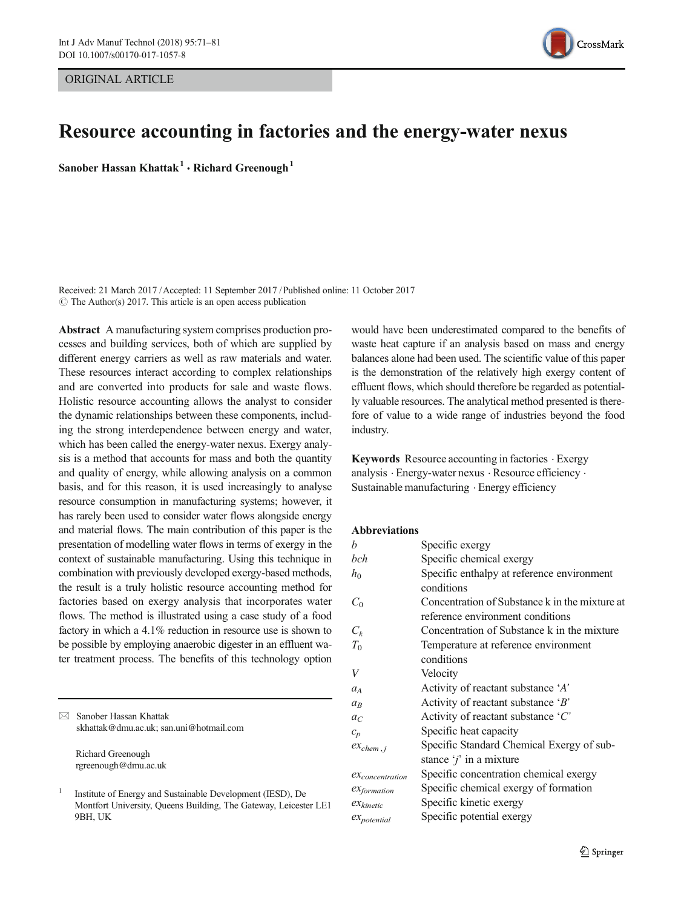ORIGINAL ARTICLE

# Resource accounting in factories and the energy-water nexus

**Sanober Hassan Khattak** [1] **· Richard Greenough** [1]

Received: 21 March 2017 / Accepted: 11 September 2017 / Published online: 11 October 2017
© The Author(s) 2017. This article is an open access publication

**Abstract** A manufacturing system comprises production processes and building services, both of which are supplied by different energy carriers as well as raw materials and water. These resources interact according to complex relationships and are converted into products for sale and waste flows. Holistic resource accounting allows the analyst to consider the dynamic relationships between these components, including the strong interdependence between energy and water, which has been called the energy-water nexus. Exergy analysis is a method that accounts for mass and both the quantity and quality of energy, while allowing analysis on a common basis, and for this reason, it is used increasingly to analyse resource consumption in manufacturing systems; however, it has rarely been used to consider water flows alongside energy and material flows. The main contribution of this paper is the presentation of modelling water flows in terms of exergy in the context of sustainable manufacturing. Using this technique in combination with previously developed exergy-based methods, the result is a truly holistic resource accounting method for factories based on exergy analysis that incorporates water flows. The method is illustrated using a case study of a food factory in which a 4.1% reduction in resource use is shown to be possible by employing anaerobic digester in an effluent water treatment process. The benefits of this technology option would have been underestimated compared to the benefits of waste heat capture if an analysis based on mass and energy balances alone had been used. The scientific value of this paper is the demonstration of the relatively high exergy content of effluent flows, which should therefore be regarded as potentially valuable resources. The analytical method presented is therefore of value to a wide range of industries beyond the food industry.

**Keywords** Resource accounting in factories · Exergy analysis · Energy-water nexus · Resource efficiency · Sustainable manufacturing · Energy efficiency

**Abbreviations**

| | |
|---|---|
| $b$ | Specific exergy |
| $bch$ | Specific chemical exergy |
| $h_0$ | Specific enthalpy at reference environment conditions |
| $C_0$ | Concentration of Substance k in the mixture at reference environment conditions |
| $C_k$ | Concentration of Substance k in the mixture |
| $T_0$ | Temperature at reference environment conditions |
| $V$ | Velocity |
| $a_A$ | Activity of reactant substance '*A*' |
| $a_B$ | Activity of reactant substance '*B*' |
| $a_C$ | Activity of reactant substance '*C*' |
| $c_p$ | Specific heat capacity |
| $ex_{chem,j}$ | Specific Standard Chemical Exergy of substance '*j*' in a mixture |
| $ex_{concentration}$ | Specific concentration chemical exergy |
| $ex_{formation}$ | Specific chemical exergy of formation |
| $ex_{kinetic}$ | Specific kinetic exergy |
| $ex_{potential}$ | Specific potential exergy |

✉ Sanober Hassan Khattak
skhattak@dmu.ac.uk; san.uni@hotmail.com

Richard Greenough
rgreenough@dmu.ac.uk

[1] Institute of Energy and Sustainable Development (IESD), De Montfort University, Queens Building, The Gateway, Leicester LE1 9BH, UK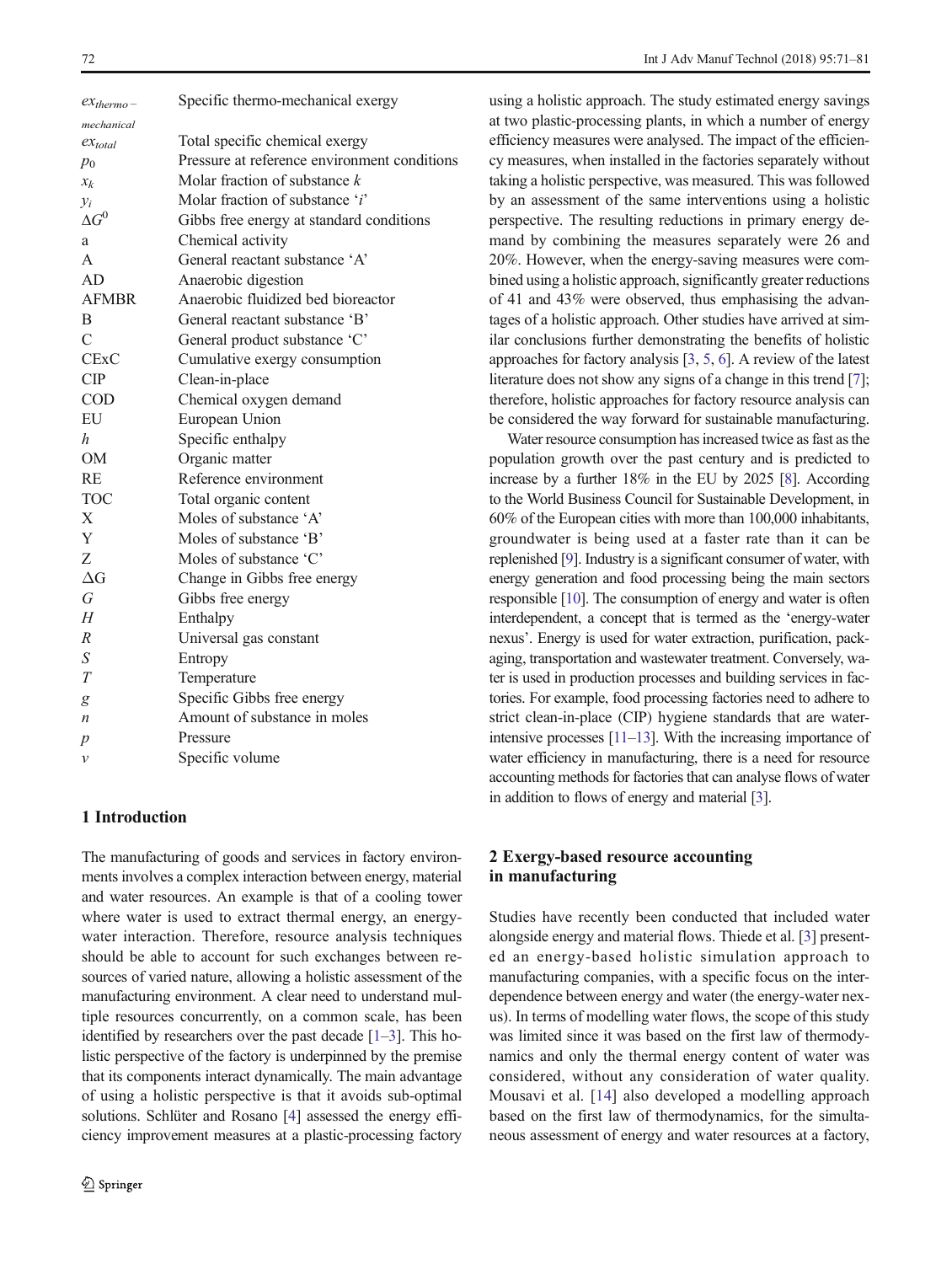| | |
|---|---|
| $ex_{thermo-mechanical}$ | Specific thermo-mechanical exergy |
| $ex_{total}$ | Total specific chemical exergy |
| $p_0$ | Pressure at reference environment conditions |
| $x_k$ | Molar fraction of substance $k$ |
| $y_i$ | Molar fraction of substance '$i$' |
| $\Delta G^0$ | Gibbs free energy at standard conditions |
| a | Chemical activity |
| A | General reactant substance 'A' |
| AD | Anaerobic digestion |
| AFMBR | Anaerobic fluidized bed bioreactor |
| B | General reactant substance 'B' |
| C | General product substance 'C' |
| CExC | Cumulative exergy consumption |
| CIP | Clean-in-place |
| COD | Chemical oxygen demand |
| EU | European Union |
| $h$ | Specific enthalpy |
| OM | Organic matter |
| RE | Reference environment |
| TOC | Total organic content |
| X | Moles of substance 'A' |
| Y | Moles of substance 'B' |
| Z | Moles of substance 'C' |
| $\Delta G$ | Change in Gibbs free energy |
| $G$ | Gibbs free energy |
| $H$ | Enthalpy |
| $R$ | Universal gas constant |
| $S$ | Entropy |
| $T$ | Temperature |
| $g$ | Specific Gibbs free energy |
| $n$ | Amount of substance in moles |
| $p$ | Pressure |
| $v$ | Specific volume |

## 1 Introduction

The manufacturing of goods and services in factory environments involves a complex interaction between energy, material and water resources. An example is that of a cooling tower where water is used to extract thermal energy, an energy-water interaction. Therefore, resource analysis techniques should be able to account for such exchanges between resources of varied nature, allowing a holistic assessment of the manufacturing environment. A clear need to understand multiple resources concurrently, on a common scale, has been identified by researchers over the past decade [1–3]. This holistic perspective of the factory is underpinned by the premise that its components interact dynamically. The main advantage of using a holistic perspective is that it avoids sub-optimal solutions. Schlüter and Rosano [4] assessed the energy efficiency improvement measures at a plastic-processing factory using a holistic approach. The study estimated energy savings at two plastic-processing plants, in which a number of energy efficiency measures were analysed. The impact of the efficiency measures, when installed in the factories separately without taking a holistic perspective, was measured. This was followed by an assessment of the same interventions using a holistic perspective. The resulting reductions in primary energy demand by combining the measures separately were 26 and 20%. However, when the energy-saving measures were combined using a holistic approach, significantly greater reductions of 41 and 43% were observed, thus emphasising the advantages of a holistic approach. Other studies have arrived at similar conclusions further demonstrating the benefits of holistic approaches for factory analysis [3, 5, 6]. A review of the latest literature does not show any signs of a change in this trend [7]; therefore, holistic approaches for factory resource analysis can be considered the way forward for sustainable manufacturing.

Water resource consumption has increased twice as fast as the population growth over the past century and is predicted to increase by a further 18% in the EU by 2025 [8]. According to the World Business Council for Sustainable Development, in 60% of the European cities with more than 100,000 inhabitants, groundwater is being used at a faster rate than it can be replenished [9]. Industry is a significant consumer of water, with energy generation and food processing being the main sectors responsible [10]. The consumption of energy and water is often interdependent, a concept that is termed as the 'energy-water nexus'. Energy is used for water extraction, purification, packaging, transportation and wastewater treatment. Conversely, water is used in production processes and building services in factories. For example, food processing factories need to adhere to strict clean-in-place (CIP) hygiene standards that are water-intensive processes [11–13]. With the increasing importance of water efficiency in manufacturing, there is a need for resource accounting methods for factories that can analyse flows of water in addition to flows of energy and material [3].

## 2 Exergy-based resource accounting in manufacturing

Studies have recently been conducted that included water alongside energy and material flows. Thiede et al. [3] presented an energy-based holistic simulation approach to manufacturing companies, with a specific focus on the interdependence between energy and water (the energy-water nexus). In terms of modelling water flows, the scope of this study was limited since it was based on the first law of thermodynamics and only the thermal energy content of water was considered, without any consideration of water quality. Mousavi et al. [14] also developed a modelling approach based on the first law of thermodynamics, for the simultaneous assessment of energy and water resources at a factory,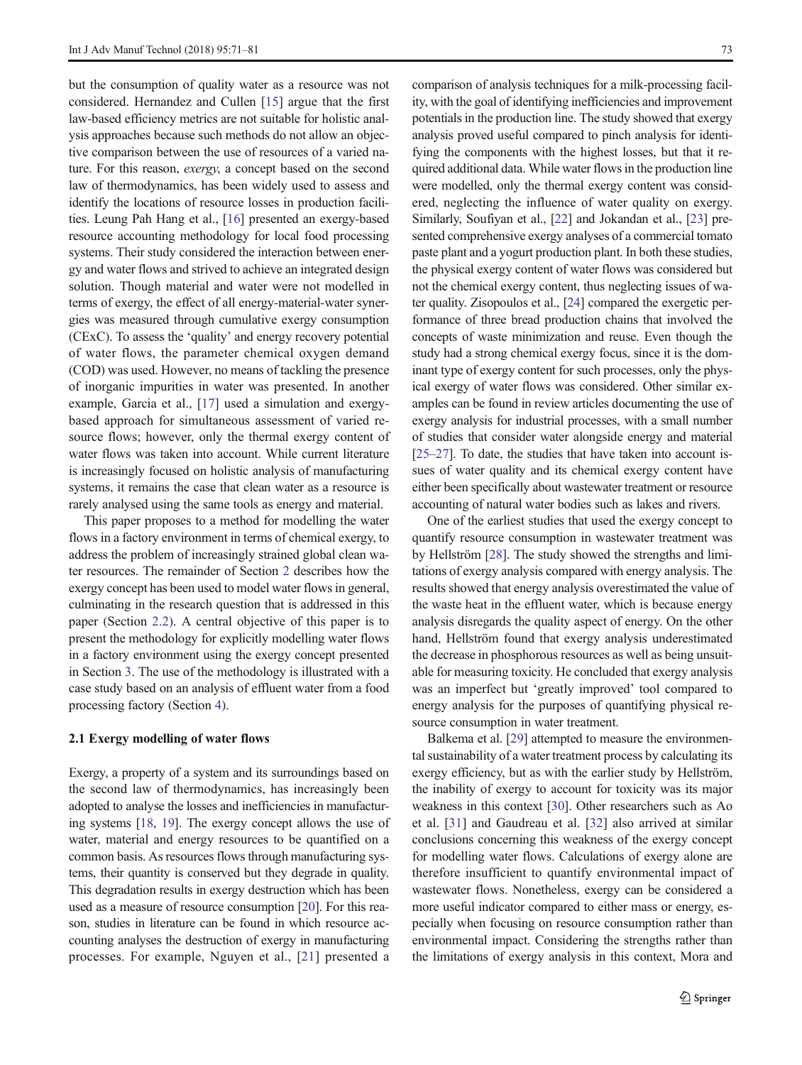but the consumption of quality water as a resource was not considered. Hernandez and Cullen [15] argue that the first law-based efficiency metrics are not suitable for holistic analysis approaches because such methods do not allow an objective comparison between the use of resources of a varied nature. For this reason, *exergy*, a concept based on the second law of thermodynamics, has been widely used to assess and identify the locations of resource losses in production facilities. Leung Pah Hang et al., [16] presented an exergy-based resource accounting methodology for local food processing systems. Their study considered the interaction between energy and water flows and strived to achieve an integrated design solution. Though material and water were not modelled in terms of exergy, the effect of all energy-material-water synergies was measured through cumulative exergy consumption (CExC). To assess the 'quality' and energy recovery potential of water flows, the parameter chemical oxygen demand (COD) was used. However, no means of tackling the presence of inorganic impurities in water was presented. In another example, Garcia et al., [17] used a simulation and exergy-based approach for simultaneous assessment of varied resource flows; however, only the thermal exergy content of water flows was taken into account. While current literature is increasingly focused on holistic analysis of manufacturing systems, it remains the case that clean water as a resource is rarely analysed using the same tools as energy and material.

This paper proposes to a method for modelling the water flows in a factory environment in terms of chemical exergy, to address the problem of increasingly strained global clean water resources. The remainder of Section 2 describes how the exergy concept has been used to model water flows in general, culminating in the research question that is addressed in this paper (Section 2.2). A central objective of this paper is to present the methodology for explicitly modelling water flows in a factory environment using the exergy concept presented in Section 3. The use of the methodology is illustrated with a case study based on an analysis of effluent water from a food processing factory (Section 4).

### 2.1 Exergy modelling of water flows

Exergy, a property of a system and its surroundings based on the second law of thermodynamics, has increasingly been adopted to analyse the losses and inefficiencies in manufacturing systems [18, 19]. The exergy concept allows the use of water, material and energy resources to be quantified on a common basis. As resources flows through manufacturing systems, their quantity is conserved but they degrade in quality. This degradation results in exergy destruction which has been used as a measure of resource consumption [20]. For this reason, studies in literature can be found in which resource accounting analyses the destruction of exergy in manufacturing processes. For example, Nguyen et al., [21] presented a comparison of analysis techniques for a milk-processing facility, with the goal of identifying inefficiencies and improvement potentials in the production line. The study showed that exergy analysis proved useful compared to pinch analysis for identifying the components with the highest losses, but that it required additional data. While water flows in the production line were modelled, only the thermal exergy content was considered, neglecting the influence of water quality on exergy. Similarly, Soufiyan et al., [22] and Jokandan et al., [23] presented comprehensive exergy analyses of a commercial tomato paste plant and a yogurt production plant. In both these studies, the physical exergy content of water flows was considered but not the chemical exergy content, thus neglecting issues of water quality. Zisopoulos et al., [24] compared the exergetic performance of three bread production chains that involved the concepts of waste minimization and reuse. Even though the study had a strong chemical exergy focus, since it is the dominant type of exergy content for such processes, only the physical exergy of water flows was considered. Other similar examples can be found in review articles documenting the use of exergy analysis for industrial processes, with a small number of studies that consider water alongside energy and material [25–27]. To date, the studies that have taken into account issues of water quality and its chemical exergy content have either been specifically about wastewater treatment or resource accounting of natural water bodies such as lakes and rivers.

One of the earliest studies that used the exergy concept to quantify resource consumption in wastewater treatment was by Hellström [28]. The study showed the strengths and limitations of exergy analysis compared with energy analysis. The results showed that energy analysis overestimated the value of the waste heat in the effluent water, which is because energy analysis disregards the quality aspect of energy. On the other hand, Hellström found that exergy analysis underestimated the decrease in phosphorous resources as well as being unsuitable for measuring toxicity. He concluded that exergy analysis was an imperfect but 'greatly improved' tool compared to energy analysis for the purposes of quantifying physical resource consumption in water treatment.

Balkema et al. [29] attempted to measure the environmental sustainability of a water treatment process by calculating its exergy efficiency, but as with the earlier study by Hellström, the inability of exergy to account for toxicity was its major weakness in this context [30]. Other researchers such as Ao et al. [31] and Gaudreau et al. [32] also arrived at similar conclusions concerning this weakness of the exergy concept for modelling water flows. Calculations of exergy alone are therefore insufficient to quantify environmental impact of wastewater flows. Nonetheless, exergy can be considered a more useful indicator compared to either mass or energy, especially when focusing on resource consumption rather than environmental impact. Considering the strengths rather than the limitations of exergy analysis in this context, Mora and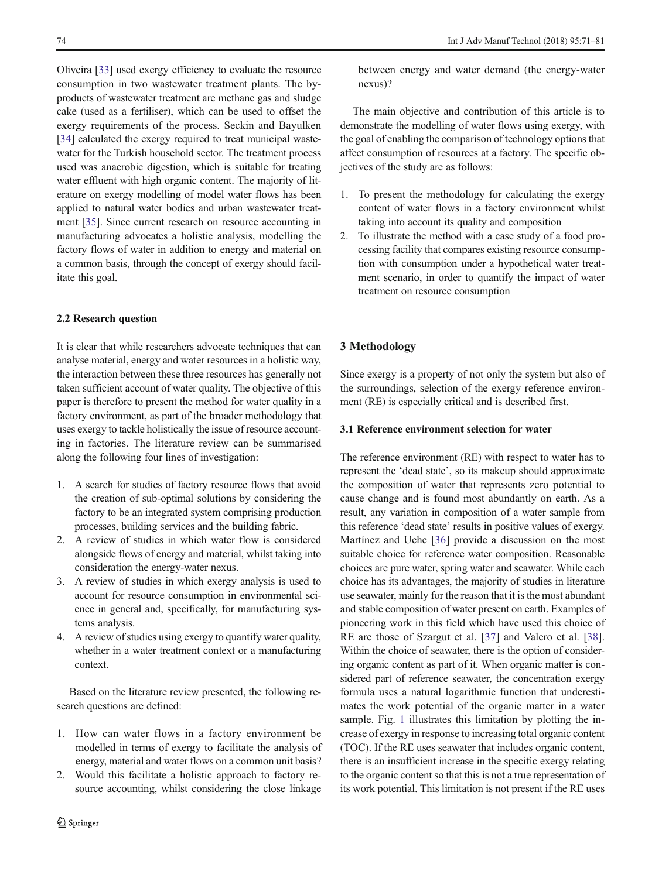Oliveira [33] used exergy efficiency to evaluate the resource consumption in two wastewater treatment plants. The by-products of wastewater treatment are methane gas and sludge cake (used as a fertiliser), which can be used to offset the exergy requirements of the process. Seckin and Bayulken [34] calculated the exergy required to treat municipal wastewater for the Turkish household sector. The treatment process used was anaerobic digestion, which is suitable for treating water effluent with high organic content. The majority of literature on exergy modelling of model water flows has been applied to natural water bodies and urban wastewater treatment [35]. Since current research on resource accounting in manufacturing advocates a holistic analysis, modelling the factory flows of water in addition to energy and material on a common basis, through the concept of exergy should facilitate this goal.

### 2.2 Research question

It is clear that while researchers advocate techniques that can analyse material, energy and water resources in a holistic way, the interaction between these three resources has generally not taken sufficient account of water quality. The objective of this paper is therefore to present the method for water quality in a factory environment, as part of the broader methodology that uses exergy to tackle holistically the issue of resource accounting in factories. The literature review can be summarised along the following four lines of investigation:

1. A search for studies of factory resource flows that avoid the creation of sub-optimal solutions by considering the factory to be an integrated system comprising production processes, building services and the building fabric.
2. A review of studies in which water flow is considered alongside flows of energy and material, whilst taking into consideration the energy-water nexus.
3. A review of studies in which exergy analysis is used to account for resource consumption in environmental science in general and, specifically, for manufacturing systems analysis.
4. A review of studies using exergy to quantify water quality, whether in a water treatment context or a manufacturing context.

Based on the literature review presented, the following research questions are defined:

1. How can water flows in a factory environment be modelled in terms of exergy to facilitate the analysis of energy, material and water flows on a common unit basis?
2. Would this facilitate a holistic approach to factory resource accounting, whilst considering the close linkage between energy and water demand (the energy-water nexus)?

The main objective and contribution of this article is to demonstrate the modelling of water flows using exergy, with the goal of enabling the comparison of technology options that affect consumption of resources at a factory. The specific objectives of the study are as follows:

1. To present the methodology for calculating the exergy content of water flows in a factory environment whilst taking into account its quality and composition
2. To illustrate the method with a case study of a food processing facility that compares existing resource consumption with consumption under a hypothetical water treatment scenario, in order to quantify the impact of water treatment on resource consumption

## 3 Methodology

Since exergy is a property of not only the system but also of the surroundings, selection of the exergy reference environment (RE) is especially critical and is described first.

### 3.1 Reference environment selection for water

The reference environment (RE) with respect to water has to represent the 'dead state', so its makeup should approximate the composition of water that represents zero potential to cause change and is found most abundantly on earth. As a result, any variation in composition of a water sample from this reference 'dead state' results in positive values of exergy. Martínez and Uche [36] provide a discussion on the most suitable choice for reference water composition. Reasonable choices are pure water, spring water and seawater. While each choice has its advantages, the majority of studies in literature use seawater, mainly for the reason that it is the most abundant and stable composition of water present on earth. Examples of pioneering work in this field which have used this choice of RE are those of Szargut et al. [37] and Valero et al. [38]. Within the choice of seawater, there is the option of considering organic content as part of it. When organic matter is considered part of reference seawater, the concentration exergy formula uses a natural logarithmic function that underestimates the work potential of the organic matter in a water sample. Fig. 1 illustrates this limitation by plotting the increase of exergy in response to increasing total organic content (TOC). If the RE uses seawater that includes organic content, there is an insufficient increase in the specific exergy relating to the organic content so that this is not a true representation of its work potential. This limitation is not present if the RE uses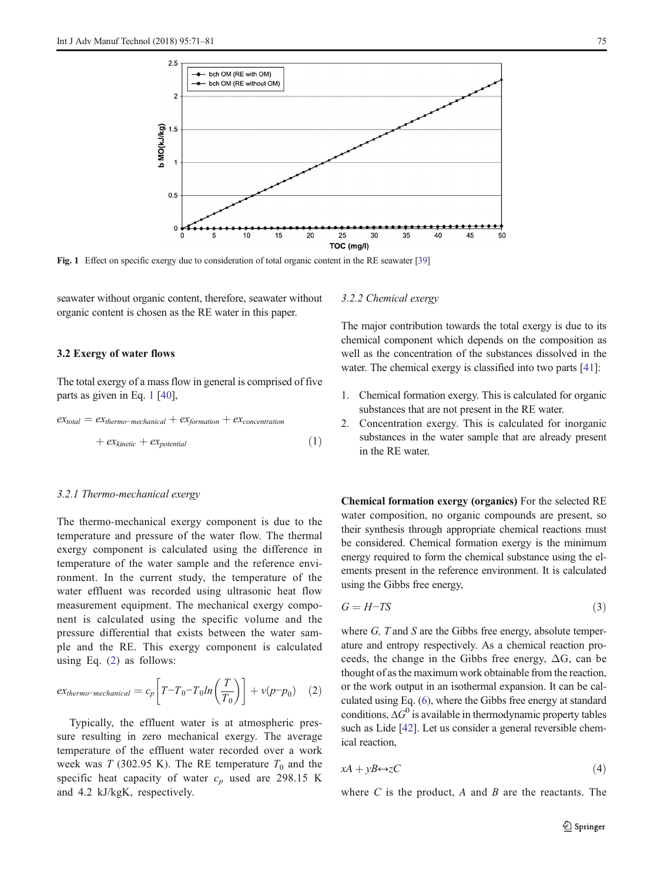Fig. 1 Effect on specific exergy due to consideration of total organic content in the RE seawater [39]

seawater without organic content, therefore, seawater without organic content is chosen as the RE water in this paper.

### 3.2 Exergy of water flows

The total exergy of a mass flow in general is comprised of five parts as given in Eq. 1 [40],

$$ex_{total} = ex_{thermo-mechanical} + ex_{formation} + ex_{concentration} + ex_{kinetic} + ex_{potential} \quad (1)$$

#### 3.2.1 Thermo-mechanical exergy

The thermo-mechanical exergy component is due to the temperature and pressure of the water flow. The thermal exergy component is calculated using the difference in temperature of the water sample and the reference environment. In the current study, the temperature of the water effluent was recorded using ultrasonic heat flow measurement equipment. The mechanical exergy component is calculated using the specific volume and the pressure differential that exists between the water sample and the RE. This exergy component is calculated using Eq. (2) as follows:

$$ex_{thermo-mechanical} = c_p\left[T - T_0 - T_0 ln\left(\frac{T}{T_0}\right)\right] + v(p - p_0) \quad (2)$$

Typically, the effluent water is at atmospheric pressure resulting in zero mechanical exergy. The average temperature of the effluent water recorded over a work week was $T$ (302.95 K). The RE temperature $T_0$ and the specific heat capacity of water $c_p$ used are 298.15 K and 4.2 kJ/kgK, respectively.

#### 3.2.2 Chemical exergy

The major contribution towards the total exergy is due to its chemical component which depends on the composition as well as the concentration of the substances dissolved in the water. The chemical exergy is classified into two parts [41]:

1. Chemical formation exergy. This is calculated for organic substances that are not present in the RE water.
2. Concentration exergy. This is calculated for inorganic substances in the water sample that are already present in the RE water.

**Chemical formation exergy (organics)** For the selected RE water composition, no organic compounds are present, so their synthesis through appropriate chemical reactions must be considered. Chemical formation exergy is the minimum energy required to form the chemical substance using the elements present in the reference environment. It is calculated using the Gibbs free energy,

$$G = H - TS \quad (3)$$

where $G$, $T$ and $S$ are the Gibbs free energy, absolute temperature and entropy respectively. As a chemical reaction proceeds, the change in the Gibbs free energy, $\Delta G$, can be thought of as the maximum work obtainable from the reaction, or the work output in an isothermal expansion. It can be calculated using Eq. (6), where the Gibbs free energy at standard conditions, $\Delta G^0$ is available in thermodynamic property tables such as Lide [42]. Let us consider a general reversible chemical reaction,

$$xA + yB \leftrightarrow zC \quad (4)$$

where $C$ is the product, $A$ and $B$ are the reactants. The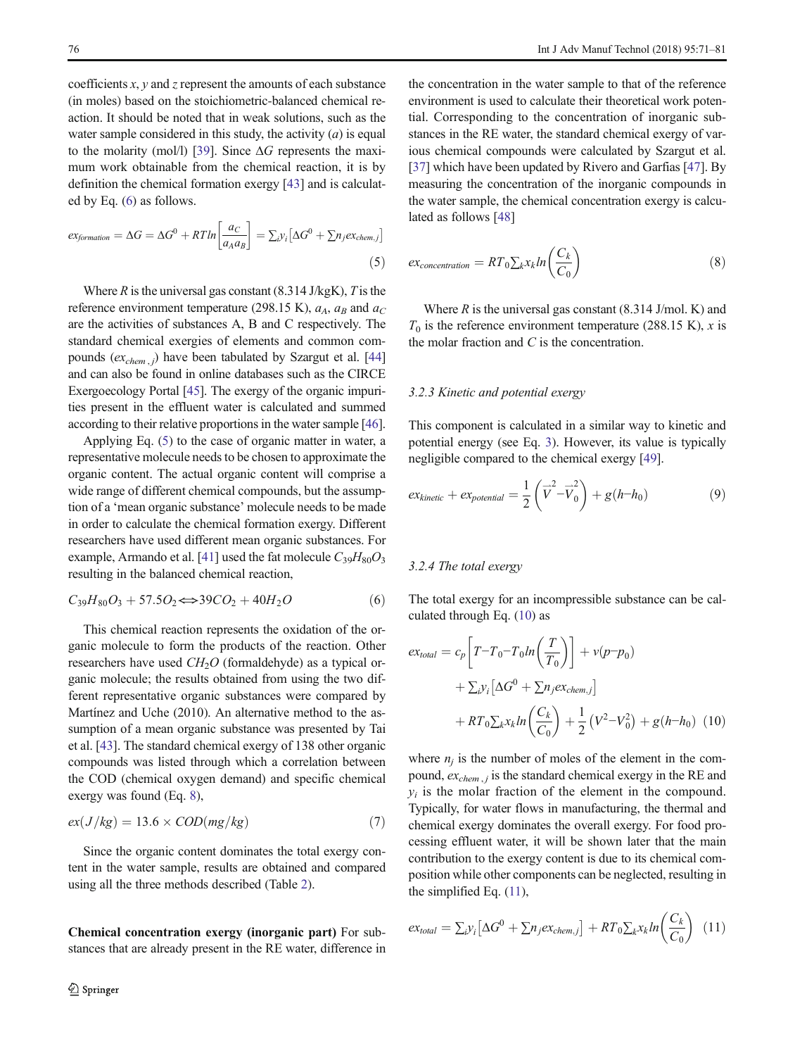coefficients $x$, $y$ and $z$ represent the amounts of each substance (in moles) based on the stoichiometric-balanced chemical reaction. It should be noted that in weak solutions, such as the water sample considered in this study, the activity ($a$) is equal to the molarity (mol/l) [39]. Since $\Delta G$ represents the maximum work obtainable from the chemical reaction, it is by definition the chemical formation exergy [43] and is calculated by Eq. (6) as follows.

$$ex_{formation} = \Delta G = \Delta G^0 + RTln\left[\frac{a_C}{a_A a_B}\right] = \sum_i y_i\left[\Delta G^0 + \sum n_j ex_{chem,j}\right] \quad (5)$$

Where $R$ is the universal gas constant (8.314 J/kgK), $T$ is the reference environment temperature (298.15 K), $a_A$, $a_B$ and $a_C$ are the activities of substances A, B and C respectively. The standard chemical exergies of elements and common compounds ($ex_{chem,j}$) have been tabulated by Szargut et al. [44] and can also be found in online databases such as the CIRCE Exergoecology Portal [45]. The exergy of the organic impurities present in the effluent water is calculated and summed according to their relative proportions in the water sample [46].

Applying Eq. (5) to the case of organic matter in water, a representative molecule needs to be chosen to approximate the organic content. The actual organic content will comprise a wide range of different chemical compounds, but the assumption of a 'mean organic substance' molecule needs to be made in order to calculate the chemical formation exergy. Different researchers have used different mean organic substances. For example, Armando et al. [41] used the fat molecule $C_{39}H_{80}O_3$ resulting in the balanced chemical reaction,

$$C_{39}H_{80}O_3 + 57.5O_2 \Leftrightarrow 39CO_2 + 40H_2O \quad (6)$$

This chemical reaction represents the oxidation of the organic molecule to form the products of the reaction. Other researchers have used $CH_2O$ (formaldehyde) as a typical organic molecule; the results obtained from using the two different representative organic substances were compared by Martínez and Uche (2010). An alternative method to the assumption of a mean organic substance was presented by Tai et al. [43]. The standard chemical exergy of 138 other organic compounds was listed through which a correlation between the COD (chemical oxygen demand) and specific chemical exergy was found (Eq. 8),

$$ex(J/kg) = 13.6 \times COD(mg/kg) \quad (7)$$

Since the organic content dominates the total exergy content in the water sample, results are obtained and compared using all the three methods described (Table 2).

**Chemical concentration exergy (inorganic part)** For substances that are already present in the RE water, difference in the concentration in the water sample to that of the reference environment is used to calculate their theoretical work potential. Corresponding to the concentration of inorganic substances in the RE water, the standard chemical exergy of various chemical compounds were calculated by Szargut et al. [37] which have been updated by Rivero and Garfias [47]. By measuring the concentration of the inorganic compounds in the water sample, the chemical concentration exergy is calculated as follows [48]

$$ex_{concentration} = RT_0\sum_k x_k ln\left(\frac{C_k}{C_0}\right) \quad (8)$$

Where $R$ is the universal gas constant (8.314 J/mol. K) and $T_0$ is the reference environment temperature (288.15 K), $x$ is the molar fraction and $C$ is the concentration.

### 3.2.3 Kinetic and potential exergy

This component is calculated in a similar way to kinetic and potential energy (see Eq. 3). However, its value is typically negligible compared to the chemical exergy [49].

$$ex_{kinetic} + ex_{potential} = \frac{1}{2}\left(\vec{V}^2 - \vec{V}_0^2\right) + g(h-h_0) \quad (9)$$

### 3.2.4 The total exergy

The total exergy for an incompressible substance can be calculated through Eq. (10) as

$$\begin{aligned} ex_{total} = {} & c_p\left[T - T_0 - T_0 ln\left(\frac{T}{T_0}\right)\right] + v(p-p_0) \\ & + \sum_i y_i\left[\Delta G^0 + \sum n_j ex_{chem,j}\right] \\ & + RT_0\sum_k x_k ln\left(\frac{C_k}{C_0}\right) + \frac{1}{2}\left(V^2 - V_0^2\right) + g(h-h_0) \quad (10) \end{aligned}$$

where $n_j$ is the number of moles of the element in the compound, $ex_{chem,j}$ is the standard chemical exergy in the RE and $y_i$ is the molar fraction of the element in the compound. Typically, for water flows in manufacturing, the thermal and chemical exergy dominates the overall exergy. For food processing effluent water, it will be shown later that the main contribution to the exergy content is due to its chemical composition while other components can be neglected, resulting in the simplified Eq. (11),

$$ex_{total} = \sum_i y_i\left[\Delta G^0 + \sum n_j ex_{chem,j}\right] + RT_0\sum_k x_k ln\left(\frac{C_k}{C_0}\right) \quad (11)$$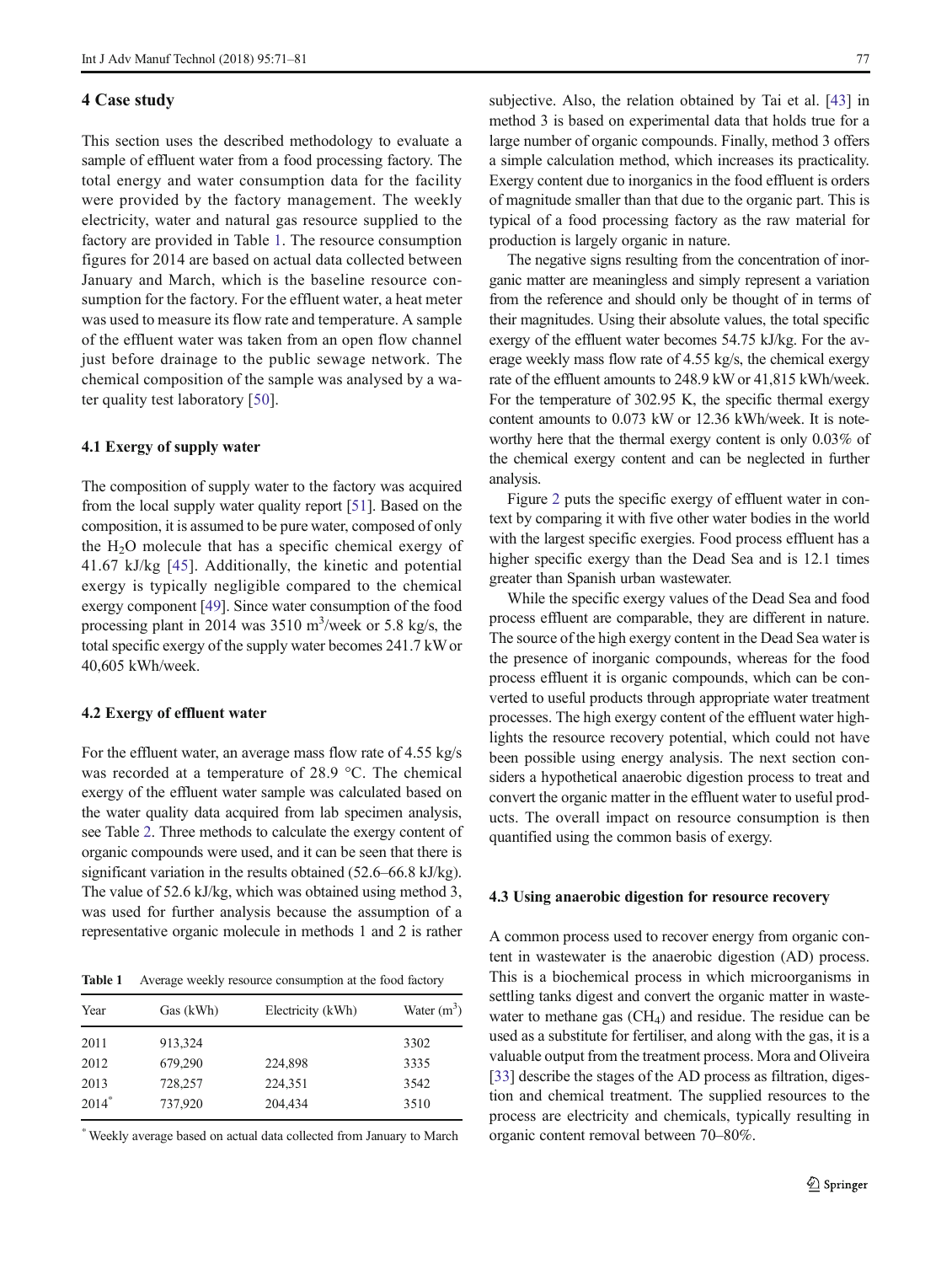## 4 Case study

This section uses the described methodology to evaluate a sample of effluent water from a food processing factory. The total energy and water consumption data for the facility were provided by the factory management. The weekly electricity, water and natural gas resource supplied to the factory are provided in Table 1. The resource consumption figures for 2014 are based on actual data collected between January and March, which is the baseline resource consumption for the factory. For the effluent water, a heat meter was used to measure its flow rate and temperature. A sample of the effluent water was taken from an open flow channel just before drainage to the public sewage network. The chemical composition of the sample was analysed by a water quality test laboratory [50].

### 4.1 Exergy of supply water

The composition of supply water to the factory was acquired from the local supply water quality report [51]. Based on the composition, it is assumed to be pure water, composed of only the $H_2O$ molecule that has a specific chemical exergy of 41.67 kJ/kg [45]. Additionally, the kinetic and potential exergy is typically negligible compared to the chemical exergy component [49]. Since water consumption of the food processing plant in 2014 was 3510 $m^3$/week or 5.8 kg/s, the total specific exergy of the supply water becomes 241.7 kW or 40,605 kWh/week.

### 4.2 Exergy of effluent water

For the effluent water, an average mass flow rate of 4.55 kg/s was recorded at a temperature of 28.9 °C. The chemical exergy of the effluent water sample was calculated based on the water quality data acquired from lab specimen analysis, see Table 2. Three methods to calculate the exergy content of organic compounds were used, and it can be seen that there is significant variation in the results obtained (52.6–66.8 kJ/kg). The value of 52.6 kJ/kg, which was obtained using method 3, was used for further analysis because the assumption of a representative organic molecule in methods 1 and 2 is rather subjective. Also, the relation obtained by Tai et al. [43] in method 3 is based on experimental data that holds true for a large number of organic compounds. Finally, method 3 offers a simple calculation method, which increases its practicality. Exergy content due to inorganics in the food effluent is orders of magnitude smaller than that due to the organic part. This is typical of a food processing factory as the raw material for production is largely organic in nature.

**Table 1** Average weekly resource consumption at the food factory

| Year | Gas (kWh) | Electricity (kWh) | Water ($m^3$) |
|---|---|---|---|
| 2011 | 913,324 | | 3302 |
| 2012 | 679,290 | 224,898 | 3335 |
| 2013 | 728,257 | 224,351 | 3542 |
| 2014* | 737,920 | 204,434 | 3510 |

\* Weekly average based on actual data collected from January to March

The negative signs resulting from the concentration of inorganic matter are meaningless and simply represent a variation from the reference and should only be thought of in terms of their magnitudes. Using their absolute values, the total specific exergy of the effluent water becomes 54.75 kJ/kg. For the average weekly mass flow rate of 4.55 kg/s, the chemical exergy rate of the effluent amounts to 248.9 kW or 41,815 kWh/week. For the temperature of 302.95 K, the specific thermal exergy content amounts to 0.073 kW or 12.36 kWh/week. It is noteworthy here that the thermal exergy content is only 0.03% of the chemical exergy content and can be neglected in further analysis.

Figure 2 puts the specific exergy of effluent water in context by comparing it with five other water bodies in the world with the largest specific exergies. Food process effluent has a higher specific exergy than the Dead Sea and is 12.1 times greater than Spanish urban wastewater.

While the specific exergy values of the Dead Sea and food process effluent are comparable, they are different in nature. The source of the high exergy content in the Dead Sea water is the presence of inorganic compounds, whereas for the food process effluent it is organic compounds, which can be converted to useful products through appropriate water treatment processes. The high exergy content of the effluent water highlights the resource recovery potential, which could not have been possible using energy analysis. The next section considers a hypothetical anaerobic digestion process to treat and convert the organic matter in the effluent water to useful products. The overall impact on resource consumption is then quantified using the common basis of exergy.

### 4.3 Using anaerobic digestion for resource recovery

A common process used to recover energy from organic content in wastewater is the anaerobic digestion (AD) process. This is a biochemical process in which microorganisms in settling tanks digest and convert the organic matter in wastewater to methane gas ($CH_4$) and residue. The residue can be used as a substitute for fertiliser, and along with the gas, it is a valuable output from the treatment process. Mora and Oliveira [33] describe the stages of the AD process as filtration, digestion and chemical treatment. The supplied resources to the process are electricity and chemicals, typically resulting in organic content removal between 70–80%.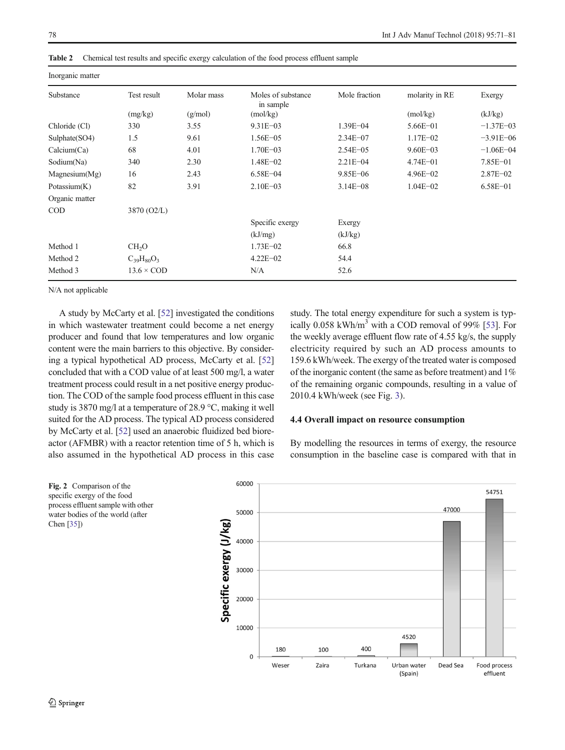**Table 2** Chemical test results and specific exergy calculation of the food process effluent sample

| Inorganic matter | | | | | | |
|---|---|---|---|---|---|---|
| Substance | Test result | Molar mass | Moles of substance in sample | Mole fraction | molarity in RE | Exergy |
| | (mg/kg) | (g/mol) | (mol/kg) | | (mol/kg) | (kJ/kg) |
| Chloride (Cl) | 330 | 3.55 | 9.31E−03 | 1.39E−04 | 5.66E−01 | −1.37E−03 |
| Sulphate(SO4) | 1.5 | 9.61 | 1.56E−05 | 2.34E−07 | 1.17E−02 | −3.91E−06 |
| Calcium(Ca) | 68 | 4.01 | 1.70E−03 | 2.54E−05 | 9.60E−03 | −1.06E−04 |
| Sodium(Na) | 340 | 2.30 | 1.48E−02 | 2.21E−04 | 4.74E−01 | 7.85E−01 |
| Magnesium(Mg) | 16 | 2.43 | 6.58E−04 | 9.85E−06 | 4.96E−02 | 2.87E−02 |
| Potassium(K) | 82 | 3.91 | 2.10E−03 | 3.14E−08 | 1.04E−02 | 6.58E−01 |
| Organic matter | | | | | | |
| COD | 3870 (O2/L) | | | | | |
| | | | Specific exergy | Exergy | | |
| | | | (kJ/mg) | (kJ/kg) | | |
| Method 1 | $CH_2O$ | | 1.73E−02 | 66.8 | | |
| Method 2 | $C_{39}H_{80}O_3$ | | 4.22E−02 | 54.4 | | |
| Method 3 | 13.6 × COD | | N/A | 52.6 | | |

N/A not applicable

A study by McCarty et al. [52] investigated the conditions in which wastewater treatment could become a net energy producer and found that low temperatures and low organic content were the main barriers to this objective. By considering a typical hypothetical AD process, McCarty et al. [52] concluded that with a COD value of at least 500 mg/l, a water treatment process could result in a net positive energy production. The COD of the sample food process effluent in this case study is 3870 mg/l at a temperature of 28.9 °C, making it well suited for the AD process. The typical AD process considered by McCarty et al. [52] used an anaerobic fluidized bed bioreactor (AFMBR) with a reactor retention time of 5 h, which is also assumed in the hypothetical AD process in this case study. The total energy expenditure for such a system is typically 0.058 kWh/m$^3$ with a COD removal of 99% [53]. For the weekly average effluent flow rate of 4.55 kg/s, the supply electricity required by such an AD process amounts to 159.6 kWh/week. The exergy of the treated water is composed of the inorganic content (the same as before treatment) and 1% of the remaining organic compounds, resulting in a value of 2010.4 kWh/week (see Fig. 3).

### 4.4 Overall impact on resource consumption

By modelling the resources in terms of exergy, the resource consumption in the baseline case is compared with that in

**Fig. 2** Comparison of the specific exergy of the food process effluent sample with other water bodies of the world (after Chen [35])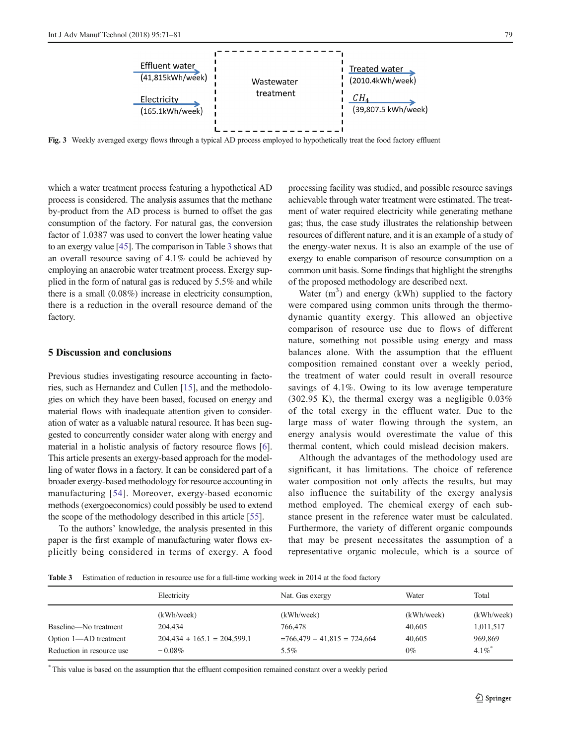Fig. 3 Weekly averaged exergy flows through a typical AD process employed to hypothetically treat the food factory effluent

which a water treatment process featuring a hypothetical AD process is considered. The analysis assumes that the methane by-product from the AD process is burned to offset the gas consumption of the factory. For natural gas, the conversion factor of 1.0387 was used to convert the lower heating value to an exergy value [45]. The comparison in Table 3 shows that an overall resource saving of 4.1% could be achieved by employing an anaerobic water treatment process. Exergy supplied in the form of natural gas is reduced by 5.5% and while there is a small (0.08%) increase in electricity consumption, there is a reduction in the overall resource demand of the factory.

## 5 Discussion and conclusions

Previous studies investigating resource accounting in factories, such as Hernandez and Cullen [15], and the methodologies on which they have been based, focused on energy and material flows with inadequate attention given to consideration of water as a valuable natural resource. It has been suggested to concurrently consider water along with energy and material in a holistic analysis of factory resource flows [6]. This article presents an exergy-based approach for the modelling of water flows in a factory. It can be considered part of a broader exergy-based methodology for resource accounting in manufacturing [54]. Moreover, exergy-based economic methods (exergoeconomics) could possibly be used to extend the scope of the methodology described in this article [55].

To the authors' knowledge, the analysis presented in this paper is the first example of manufacturing water flows explicitly being considered in terms of exergy. A food processing facility was studied, and possible resource savings achievable through water treatment were estimated. The treatment of water required electricity while generating methane gas; thus, the case study illustrates the relationship between resources of different nature, and it is an example of a study of the energy-water nexus. It is also an example of the use of exergy to enable comparison of resource consumption on a common unit basis. Some findings that highlight the strengths of the proposed methodology are described next.

Water ($m^3$) and energy (kWh) supplied to the factory were compared using common units through the thermodynamic quantity exergy. This allowed an objective comparison of resource use due to flows of different nature, something not possible using energy and mass balances alone. With the assumption that the effluent composition remained constant over a weekly period, the treatment of water could result in overall resource savings of 4.1%. Owing to its low average temperature (302.95 K), the thermal exergy was a negligible 0.03% of the total exergy in the effluent water. Due to the large mass of water flowing through the system, an energy analysis would overestimate the value of this thermal content, which could mislead decision makers.

Although the advantages of the methodology used are significant, it has limitations. The choice of reference water composition not only affects the results, but may also influence the suitability of the exergy analysis method employed. The chemical exergy of each substance present in the reference water must be calculated. Furthermore, the variety of different organic compounds that may be present necessitates the assumption of a representative organic molecule, which is a source of

**Table 3** Estimation of reduction in resource use for a full-time working week in 2014 at the food factory

| | Electricity | Nat. Gas exergy | Water | Total |
|---|---|---|---|---|
| | (kWh/week) | (kWh/week) | (kWh/week) | (kWh/week) |
| Baseline—No treatment | 204,434 | 766,478 | 40,605 | 1,011,517 |
| Option 1—AD treatment | 204,434 + 165.1 = 204,599.1 | =766,479 − 41,815 = 724,664 | 40,605 | 969,869 |
| Reduction in resource use | −0.08% | 5.5% | 0% | 4.1%* |

\* This value is based on the assumption that the effluent composition remained constant over a weekly period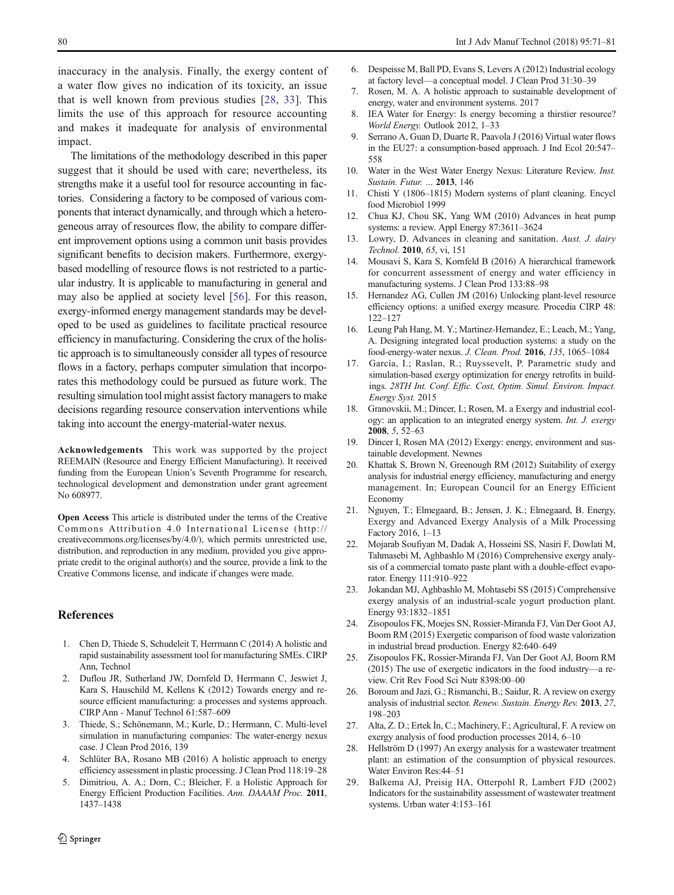inaccuracy in the analysis. Finally, the exergy content of a water flow gives no indication of its toxicity, an issue that is well known from previous studies [28, 33]. This limits the use of this approach for resource accounting and makes it inadequate for analysis of environmental impact.

The limitations of the methodology described in this paper suggest that it should be used with care; nevertheless, its strengths make it a useful tool for resource accounting in factories. Considering a factory to be composed of various components that interact dynamically, and through which a heterogeneous array of resources flow, the ability to compare different improvement options using a common unit basis provides significant benefits to decision makers. Furthermore, exergy-based modelling of resource flows is not restricted to a particular industry. It is applicable to manufacturing in general and may also be applied at society level [56]. For this reason, exergy-informed energy management standards may be developed to be used as guidelines to facilitate practical resource efficiency in manufacturing. Considering the crux of the holistic approach is to simultaneously consider all types of resource flows in a factory, perhaps computer simulation that incorporates this methodology could be pursued as future work. The resulting simulation tool might assist factory managers to make decisions regarding resource conservation interventions while taking into account the energy-material-water nexus.

**Acknowledgements** This work was supported by the project REEMAIN (Resource and Energy Efficient Manufacturing). It received funding from the European Union's Seventh Programme for research, technological development and demonstration under grant agreement No 608977.

**Open Access** This article is distributed under the terms of the Creative Commons Attribution 4.0 International License (http://creativecommons.org/licenses/by/4.0/), which permits unrestricted use, distribution, and reproduction in any medium, provided you give appropriate credit to the original author(s) and the source, provide a link to the Creative Commons license, and indicate if changes were made.

## References

1. Chen D, Thiede S, Schudeleit T, Herrmann C (2014) A holistic and rapid sustainability assessment tool for manufacturing SMEs. CIRP Ann, Technol
2. Duflou JR, Sutherland JW, Dornfeld D, Herrmann C, Jeswiet J, Kara S, Hauschild M, Kellens K (2012) Towards energy and resource efficient manufacturing: a processes and systems approach. CIRP Ann - Manuf Technol 61:587–609
3. Thiede, S.; Schönemann, M.; Kurle, D.; Herrmann, C. Multi-level simulation in manufacturing companies: The water-energy nexus case. J Clean Prod 2016, 139
4. Schlüter BA, Rosano MB (2016) A holistic approach to energy efficiency assessment in plastic processing. J Clean Prod 118:19–28
5. Dimitriou, A. A.; Dorn, C.; Bleicher, F. a Holistic Approach for Energy Efficient Production Facilities. *Ann. DAAAM Proc.* **2011**, 1437–1438
6. Despeisse M, Ball PD, Evans S, Levers A (2012) Industrial ecology at factory level—a conceptual model. J Clean Prod 31:30–39
7. Rosen, M. A. A holistic approach to sustainable development of energy, water and environment systems. 2017
8. IEA Water for Energy: Is energy becoming a thirstier resource? *World Energy.* Outlook 2012, 1–33
9. Serrano A, Guan D, Duarte R, Paavola J (2016) Virtual water flows in the EU27: a consumption-based approach. J Ind Ecol 20:547–558
10. Water in the West Water Energy Nexus: Literature Review. *Inst. Sustain. Futur. …* **2013**, 146
11. Chisti Y (1806–1815) Modern systems of plant cleaning. Encycl food Microbiol 1999
12. Chua KJ, Chou SK, Yang WM (2010) Advances in heat pump systems: a review. Appl Energy 87:3611–3624
13. Lowry, D. Advances in cleaning and sanitation. *Aust. J. dairy Technol.* **2010**, *65*, vi, 151
14. Mousavi S, Kara S, Kornfeld B (2016) A hierarchical framework for concurrent assessment of energy and water efficiency in manufacturing systems. J Clean Prod 133:88–98
15. Hernandez AG, Cullen JM (2016) Unlocking plant-level resource efficiency options: a unified exergy measure. Procedia CIRP 48: 122–127
16. Leung Pah Hang, M. Y.; Martinez-Hernandez, E.; Leach, M.; Yang, A. Designing integrated local production systems: a study on the food-energy-water nexus. *J. Clean. Prod.* **2016**, *135*, 1065–1084
17. García, I.; Raslan, R.; Ruyssevelt, P. Parametric study and simulation-based exergy optimization for energy retrofits in buildings. *28TH Int. Conf. Effic. Cost, Optim. Simul. Environ. Impact. Energy Syst.* 2015
18. Granovskii, M.; Dincer, I.; Rosen, M. a Exergy and industrial ecology: an application to an integrated energy system. *Int. J. exergy* **2008**, *5*, 52–63
19. Dincer I, Rosen MA (2012) Exergy: energy, environment and sustainable development. Newnes
20. Khattak S, Brown N, Greenough RM (2012) Suitability of exergy analysis for industrial energy efficiency, manufacturing and energy management. In; European Council for an Energy Efficient Economy
21. Nguyen, T.; Elmegaard, B.; Jensen, J. K.; Elmegaard, B. Energy, Exergy and Advanced Exergy Analysis of a Milk Processing Factory 2016, 1–13
22. Mojarab Soufiyan M, Dadak A, Hosseini SS, Nasiri F, Dowlati M, Tahmasebi M, Aghbashlo M (2016) Comprehensive exergy analysis of a commercial tomato paste plant with a double-effect evaporator. Energy 111:910–922
23. Jokandan MJ, Aghbashlo M, Mohtasebi SS (2015) Comprehensive exergy analysis of an industrial-scale yogurt production plant. Energy 93:1832–1851
24. Zisopoulos FK, Moejes SN, Rossier-Miranda FJ, Van Der Goot AJ, Boom RM (2015) Exergetic comparison of food waste valorization in industrial bread production. Energy 82:640–649
25. Zisopoulos FK, Rossier-Miranda FJ, Van Der Goot AJ, Boom RM (2015) The use of exergetic indicators in the food industry—a review. Crit Rev Food Sci Nutr 8398:00–00
26. Boroum and Jazi, G.; Rismanchi, B.; Saidur, R. A review on exergy analysis of industrial sector. *Renew. Sustain. Energy Rev.* **2013**, *27*, 198–203
27. Alta, Z. D.; Ertek İn, C.; Machinery, F.; Agricultural, F. A review on exergy analysis of food production processes 2014, 6–10
28. Hellström D (1997) An exergy analysis for a wastewater treatment plant: an estimation of the consumption of physical resources. Water Environ Res:44–51
29. Balkema AJ, Preisig HA, Otterpohl R, Lambert FJD (2002) Indicators for the sustainability assessment of wastewater treatment systems. Urban water 4:153–161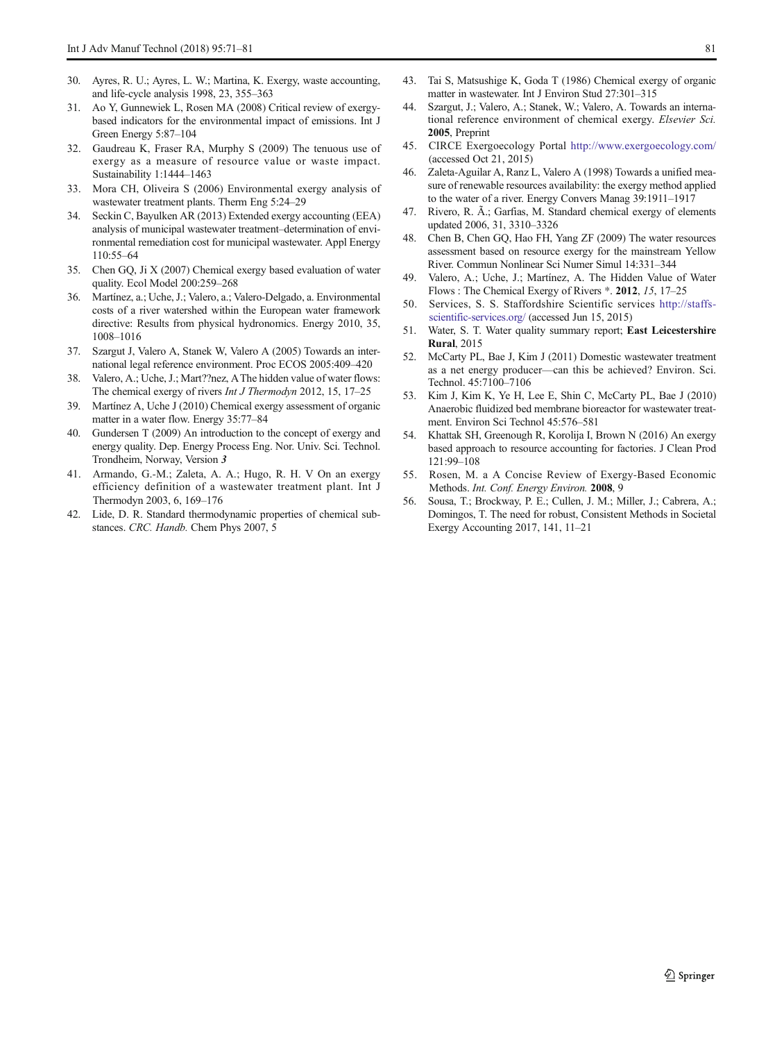30. Ayres, R. U.; Ayres, L. W.; Martina, K. Exergy, waste accounting, and life-cycle analysis 1998, 23, 355–363
31. Ao Y, Gunnewiek L, Rosen MA (2008) Critical review of exergy-based indicators for the environmental impact of emissions. Int J Green Energy 5:87–104
32. Gaudreau K, Fraser RA, Murphy S (2009) The tenuous use of exergy as a measure of resource value or waste impact. Sustainability 1:1444–1463
33. Mora CH, Oliveira S (2006) Environmental exergy analysis of wastewater treatment plants. Therm Eng 5:24–29
34. Seckin C, Bayulken AR (2013) Extended exergy accounting (EEA) analysis of municipal wastewater treatment–determination of environmental remediation cost for municipal wastewater. Appl Energy 110:55–64
35. Chen GQ, Ji X (2007) Chemical exergy based evaluation of water quality. Ecol Model 200:259–268
36. Martínez, a.; Uche, J.; Valero, a.; Valero-Delgado, a. Environmental costs of a river watershed within the European water framework directive: Results from physical hydronomics. Energy 2010, 35, 1008–1016
37. Szargut J, Valero A, Stanek W, Valero A (2005) Towards an international legal reference environment. Proc ECOS 2005:409–420
38. Valero, A.; Uche, J.; Mart??nez, A The hidden value of water flows: The chemical exergy of rivers *Int J Thermodyn* 2012, 15, 17–25
39. Martínez A, Uche J (2010) Chemical exergy assessment of organic matter in a water flow. Energy 35:77–84
40. Gundersen T (2009) An introduction to the concept of exergy and energy quality. Dep. Energy Process Eng. Nor. Univ. Sci. Technol. Trondheim, Norway, Version ***3***
41. Armando, G.-M.; Zaleta, A. A.; Hugo, R. H. V On an exergy efficiency definition of a wastewater treatment plant. Int J Thermodyn 2003, 6, 169–176
42. Lide, D. R. Standard thermodynamic properties of chemical substances. *CRC. Handb.* Chem Phys 2007, 5
43. Tai S, Matsushige K, Goda T (1986) Chemical exergy of organic matter in wastewater. Int J Environ Stud 27:301–315
44. Szargut, J.; Valero, A.; Stanek, W.; Valero, A. Towards an international reference environment of chemical exergy. *Elsevier Sci.* **2005**, Preprint
45. CIRCE Exergoecology Portal http://www.exergoecology.com/ (accessed Oct 21, 2015)
46. Zaleta-Aguilar A, Ranz L, Valero A (1998) Towards a unified measure of renewable resources availability: the exergy method applied to the water of a river. Energy Convers Manag 39:1911–1917
47. Rivero, R. Ã.; Garfias, M. Standard chemical exergy of elements updated 2006, 31, 3310–3326
48. Chen B, Chen GQ, Hao FH, Yang ZF (2009) The water resources assessment based on resource exergy for the mainstream Yellow River. Commun Nonlinear Sci Numer Simul 14:331–344
49. Valero, A.; Uche, J.; Martínez, A. The Hidden Value of Water Flows : The Chemical Exergy of Rivers *. **2012**, *15*, 17–25
50. Services, S. S. Staffordshire Scientific services http://staffs-scientific-services.org/ (accessed Jun 15, 2015)
51. Water, S. T. Water quality summary report; **East Leicestershire Rural**, 2015
52. McCarty PL, Bae J, Kim J (2011) Domestic wastewater treatment as a net energy producer—can this be achieved? Environ. Sci. Technol. 45:7100–7106
53. Kim J, Kim K, Ye H, Lee E, Shin C, McCarty PL, Bae J (2010) Anaerobic fluidized bed membrane bioreactor for wastewater treatment. Environ Sci Technol 45:576–581
54. Khattak SH, Greenough R, Korolija I, Brown N (2016) An exergy based approach to resource accounting for factories. J Clean Prod 121:99–108
55. Rosen, M. a A Concise Review of Exergy-Based Economic Methods. *Int. Conf. Energy Environ.* **2008**, 9
56. Sousa, T.; Brockway, P. E.; Cullen, J. M.; Miller, J.; Cabrera, A.; Domingos, T. The need for robust, Consistent Methods in Societal Exergy Accounting 2017, 141, 11–21